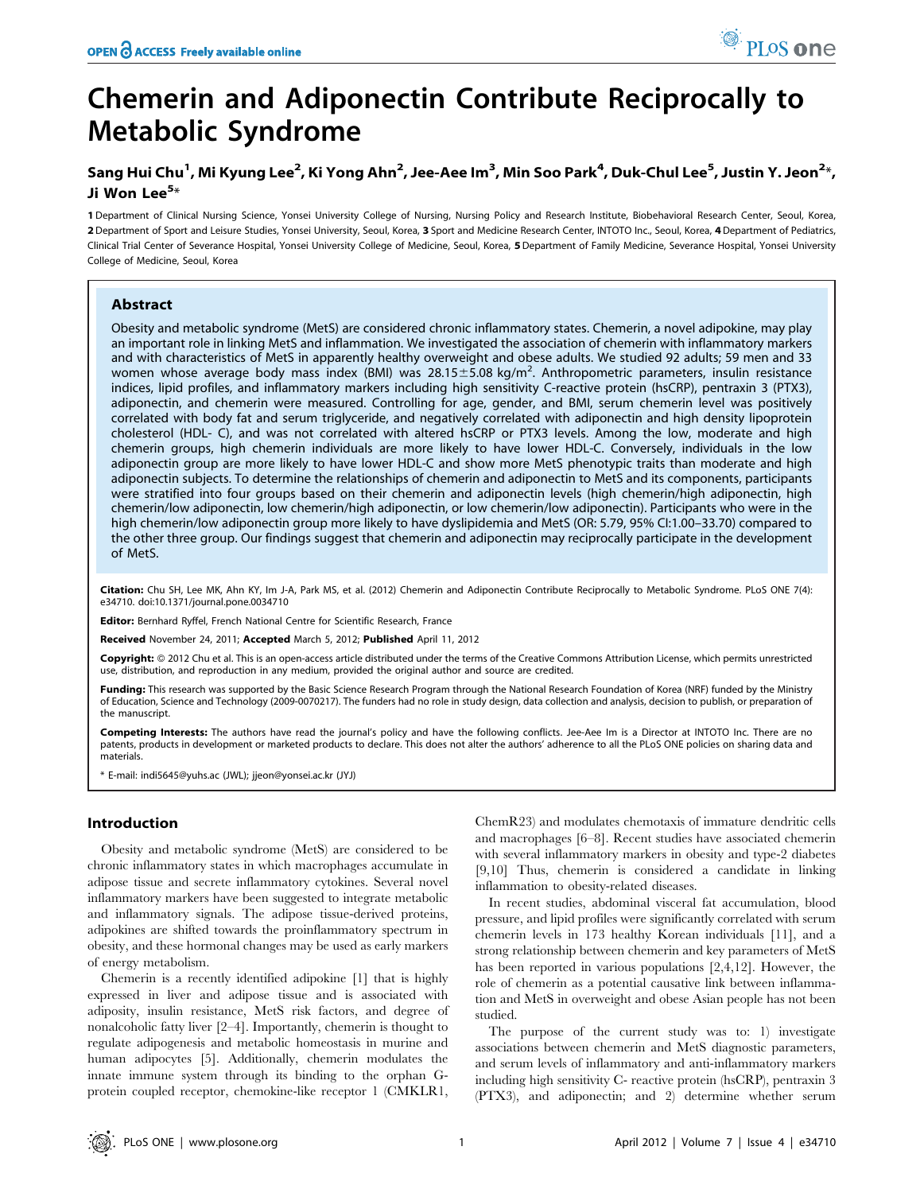# Chemerin and Adiponectin Contribute Reciprocally to Metabolic Syndrome

**Sang Hui Chu[1], Mi Kyung Lee[2], Ki Yong Ahn[2], Jee-Aee Im[3], Min Soo Park[4], Duk-Chul Lee[5], Justin Y. Jeon[2]*, Ji Won Lee[5]***

1 Department of Clinical Nursing Science, Yonsei University College of Nursing, Nursing Policy and Research Institute, Biobehavioral Research Center, Seoul, Korea, 2 Department of Sport and Leisure Studies, Yonsei University, Seoul, Korea, 3 Sport and Medicine Research Center, INTOTO Inc., Seoul, Korea, 4 Department of Pediatrics, Clinical Trial Center of Severance Hospital, Yonsei University College of Medicine, Seoul, Korea, 5 Department of Family Medicine, Severance Hospital, Yonsei University College of Medicine, Seoul, Korea

## Abstract

Obesity and metabolic syndrome (MetS) are considered chronic inflammatory states. Chemerin, a novel adipokine, may play an important role in linking MetS and inflammation. We investigated the association of chemerin with inflammatory markers and with characteristics of MetS in apparently healthy overweight and obese adults. We studied 92 adults; 59 men and 33 women whose average body mass index (BMI) was 28.15±5.08 kg/m$^2$. Anthropometric parameters, insulin resistance indices, lipid profiles, and inflammatory markers including high sensitivity C-reactive protein (hsCRP), pentraxin 3 (PTX3), adiponectin, and chemerin were measured. Controlling for age, gender, and BMI, serum chemerin level was positively correlated with body fat and serum triglyceride, and negatively correlated with adiponectin and high density lipoprotein cholesterol (HDL- C), and was not correlated with altered hsCRP or PTX3 levels. Among the low, moderate and high chemerin groups, high chemerin individuals are more likely to have lower HDL-C. Conversely, individuals in the low adiponectin group are more likely to have lower HDL-C and show more MetS phenotypic traits than moderate and high adiponectin subjects. To determine the relationships of chemerin and adiponectin to MetS and its components, participants were stratified into four groups based on their chemerin and adiponectin levels (high chemerin/high adiponectin, high chemerin/low adiponectin, low chemerin/high adiponectin, or low chemerin/low adiponectin). Participants who were in the high chemerin/low adiponectin group more likely to have dyslipidemia and MetS (OR: 5.79, 95% CI:1.00–33.70) compared to the other three group. Our findings suggest that chemerin and adiponectin may reciprocally participate in the development of MetS.

**Citation:** Chu SH, Lee MK, Ahn KY, Im J-A, Park MS, et al. (2012) Chemerin and Adiponectin Contribute Reciprocally to Metabolic Syndrome. PLoS ONE 7(4): e34710. doi:10.1371/journal.pone.0034710

**Editor:** Bernhard Ryffel, French National Centre for Scientific Research, France

**Received** November 24, 2011; **Accepted** March 5, 2012; **Published** April 11, 2012

**Copyright:** © 2012 Chu et al. This is an open-access article distributed under the terms of the Creative Commons Attribution License, which permits unrestricted use, distribution, and reproduction in any medium, provided the original author and source are credited.

**Funding:** This research was supported by the Basic Science Research Program through the National Research Foundation of Korea (NRF) funded by the Ministry of Education, Science and Technology (2009-0070217). The funders had no role in study design, data collection and analysis, decision to publish, or preparation of the manuscript.

**Competing Interests:** The authors have read the journal's policy and have the following conflicts. Jee-Aee Im is a Director at INTOTO Inc. There are no patents, products in development or marketed products to declare. This does not alter the authors' adherence to all the PLoS ONE policies on sharing data and materials.

\* E-mail: indi5645@yuhs.ac (JWL); jjeon@yonsei.ac.kr (JYJ)

## Introduction

Obesity and metabolic syndrome (MetS) are considered to be chronic inflammatory states in which macrophages accumulate in adipose tissue and secrete inflammatory cytokines. Several novel inflammatory markers have been suggested to integrate metabolic and inflammatory signals. The adipose tissue-derived proteins, adipokines are shifted towards the proinflammatory spectrum in obesity, and these hormonal changes may be used as early markers of energy metabolism.

Chemerin is a recently identified adipokine [1] that is highly expressed in liver and adipose tissue and is associated with adiposity, insulin resistance, MetS risk factors, and degree of nonalcoholic fatty liver [2–4]. Importantly, chemerin is thought to regulate adipogenesis and metabolic homeostasis in murine and human adipocytes [5]. Additionally, chemerin modulates the innate immune system through its binding to the orphan G-protein coupled receptor, chemokine-like receptor 1 (CMKLR1, ChemR23) and modulates chemotaxis of immature dendritic cells and macrophages [6–8]. Recent studies have associated chemerin with several inflammatory markers in obesity and type-2 diabetes [9,10] Thus, chemerin is considered a candidate in linking inflammation to obesity-related diseases.

In recent studies, abdominal visceral fat accumulation, blood pressure, and lipid profiles were significantly correlated with serum chemerin levels in 173 healthy Korean individuals [11], and a strong relationship between chemerin and key parameters of MetS has been reported in various populations [2,4,12]. However, the role of chemerin as a potential causative link between inflammation and MetS in overweight and obese Asian people has not been studied.

The purpose of the current study was to: 1) investigate associations between chemerin and MetS diagnostic parameters, and serum levels of inflammatory and anti-inflammatory markers including high sensitivity C- reactive protein (hsCRP), pentraxin 3 (PTX3), and adiponectin; and 2) determine whether serum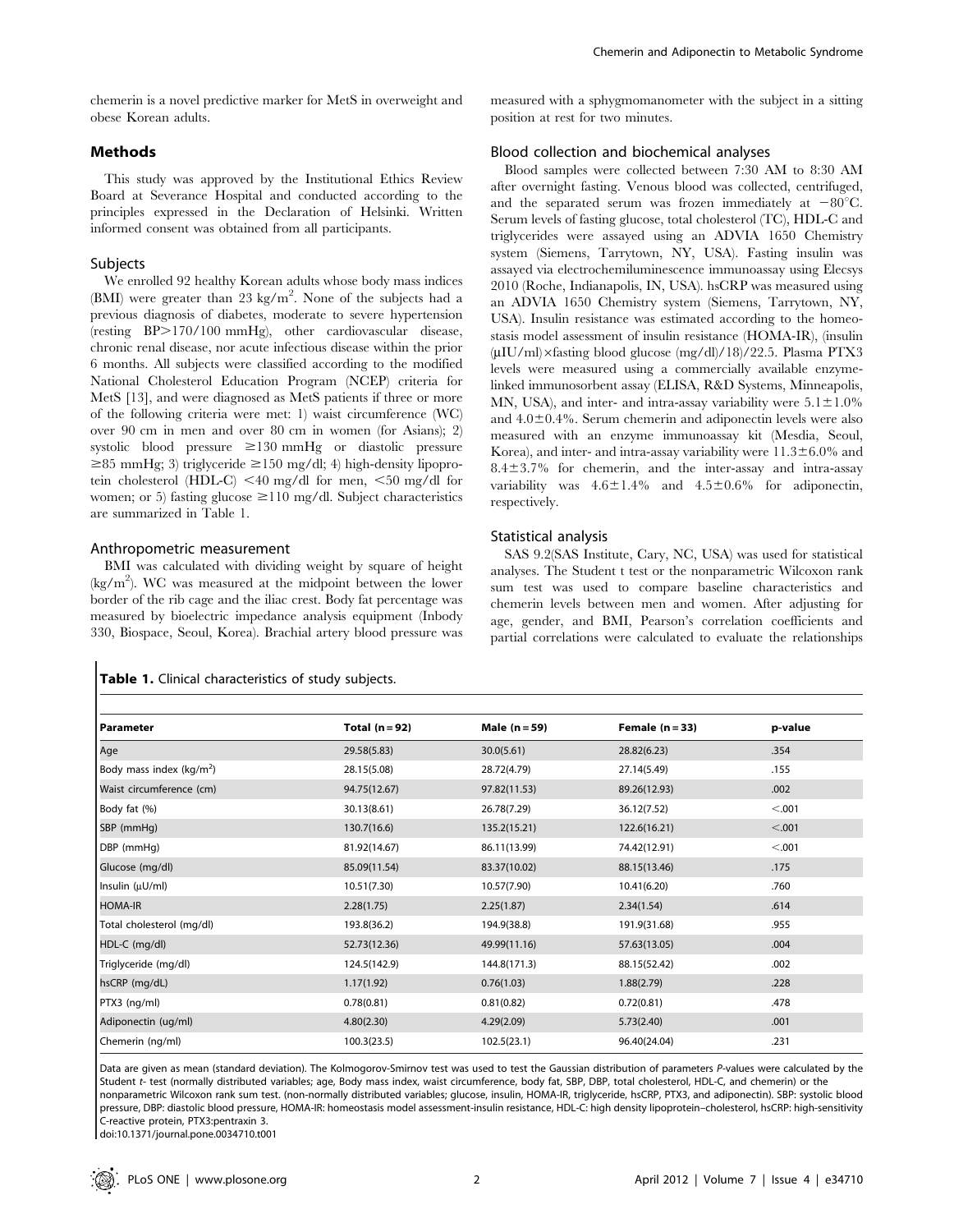chemerin is a novel predictive marker for MetS in overweight and obese Korean adults.

## Methods

This study was approved by the Institutional Ethics Review Board at Severance Hospital and conducted according to the principles expressed in the Declaration of Helsinki. Written informed consent was obtained from all participants.

### Subjects

We enrolled 92 healthy Korean adults whose body mass indices (BMI) were greater than 23 kg/m$^2$. None of the subjects had a previous diagnosis of diabetes, moderate to severe hypertension (resting BP>170/100 mmHg), other cardiovascular disease, chronic renal disease, nor acute infectious disease within the prior 6 months. All subjects were classified according to the modified National Cholesterol Education Program (NCEP) criteria for MetS [13], and were diagnosed as MetS patients if three or more of the following criteria were met: 1) waist circumference (WC) over 90 cm in men and over 80 cm in women (for Asians); 2) systolic blood pressure ≥130 mmHg or diastolic pressure ≥85 mmHg; 3) triglyceride ≥150 mg/dl; 4) high-density lipoprotein cholesterol (HDL-C) <40 mg/dl for men, <50 mg/dl for women; or 5) fasting glucose ≥110 mg/dl. Subject characteristics are summarized in Table 1.

### Anthropometric measurement

BMI was calculated with dividing weight by square of height (kg/m$^2$). WC was measured at the midpoint between the lower border of the rib cage and the iliac crest. Body fat percentage was measured by bioelectric impedance analysis equipment (Inbody 330, Biospace, Seoul, Korea). Brachial artery blood pressure was measured with a sphygmomanometer with the subject in a sitting position at rest for two minutes.

### Blood collection and biochemical analyses

Blood samples were collected between 7:30 AM to 8:30 AM after overnight fasting. Venous blood was collected, centrifuged, and the separated serum was frozen immediately at −80°C. Serum levels of fasting glucose, total cholesterol (TC), HDL-C and triglycerides were assayed using an ADVIA 1650 Chemistry system (Siemens, Tarrytown, NY, USA). Fasting insulin was assayed via electrochemiluminescence immunoassay using Elecsys 2010 (Roche, Indianapolis, IN, USA). hsCRP was measured using an ADVIA 1650 Chemistry system (Siemens, Tarrytown, NY, USA). Insulin resistance was estimated according to the homeostasis model assessment of insulin resistance (HOMA-IR), (insulin (μIU/ml)×fasting blood glucose (mg/dl)/18)/22.5. Plasma PTX3 levels were measured using a commercially available enzyme-linked immunosorbent assay (ELISA, R&D Systems, Minneapolis, MN, USA), and inter- and intra-assay variability were 5.1±1.0% and 4.0±0.4%. Serum chemerin and adiponectin levels were also measured with an enzyme immunoassay kit (Mesdia, Seoul, Korea), and inter- and intra-assay variability were 11.3±6.0% and 8.4±3.7% for chemerin, and the inter-assay and intra-assay variability was 4.6±1.4% and 4.5±0.6% for adiponectin, respectively.

### Statistical analysis

SAS 9.2(SAS Institute, Cary, NC, USA) was used for statistical analyses. The Student t test or the nonparametric Wilcoxon rank sum test was used to compare baseline characteristics and chemerin levels between men and women. After adjusting for age, gender, and BMI, Pearson's correlation coefficients and partial correlations were calculated to evaluate the relationships

**Table 1.** Clinical characteristics of study subjects.

| Parameter | Total (n = 92) | Male (n = 59) | Female (n = 33) | p-value |
|---|---|---|---|---|
| Age | 29.58(5.83) | 30.0(5.61) | 28.82(6.23) | .354 |
| Body mass index (kg/m$^2$) | 28.15(5.08) | 28.72(4.79) | 27.14(5.49) | .155 |
| Waist circumference (cm) | 94.75(12.67) | 97.82(11.53) | 89.26(12.93) | .002 |
| Body fat (%) | 30.13(8.61) | 26.78(7.29) | 36.12(7.52) | <.001 |
| SBP (mmHg) | 130.7(16.6) | 135.2(15.21) | 122.6(16.21) | <.001 |
| DBP (mmHg) | 81.92(14.67) | 86.11(13.99) | 74.42(12.91) | <.001 |
| Glucose (mg/dl) | 85.09(11.54) | 83.37(10.02) | 88.15(13.46) | .175 |
| Insulin (μU/ml) | 10.51(7.30) | 10.57(7.90) | 10.41(6.20) | .760 |
| HOMA-IR | 2.28(1.75) | 2.25(1.87) | 2.34(1.54) | .614 |
| Total cholesterol (mg/dl) | 193.8(36.2) | 194.9(38.8) | 191.9(31.68) | .955 |
| HDL-C (mg/dl) | 52.73(12.36) | 49.99(11.16) | 57.63(13.05) | .004 |
| Triglyceride (mg/dl) | 124.5(142.9) | 144.8(171.3) | 88.15(52.42) | .002 |
| hsCRP (mg/dL) | 1.17(1.92) | 0.76(1.03) | 1.88(2.79) | .228 |
| PTX3 (ng/ml) | 0.78(0.81) | 0.81(0.82) | 0.72(0.81) | .478 |
| Adiponectin (ug/ml) | 4.80(2.30) | 4.29(2.09) | 5.73(2.40) | .001 |
| Chemerin (ng/ml) | 100.3(23.5) | 102.5(23.1) | 96.40(24.04) | .231 |

Data are given as mean (standard deviation). The Kolmogorov-Smirnov test was used to test the Gaussian distribution of parameters *P*-values were calculated by the Student *t*- test (normally distributed variables; age, Body mass index, waist circumference, body fat, SBP, DBP, total cholesterol, HDL-C, and chemerin) or the nonparametric Wilcoxon rank sum test. (non-normally distributed variables; glucose, insulin, HOMA-IR, triglyceride, hsCRP, PTX3, and adiponectin). SBP: systolic blood pressure, DBP: diastolic blood pressure, HOMA-IR: homeostasis model assessment-insulin resistance, HDL-C: high density lipoprotein–cholesterol, hsCRP: high-sensitivity C-reactive protein, PTX3:pentraxin 3.

doi:10.1371/journal.pone.0034710.t001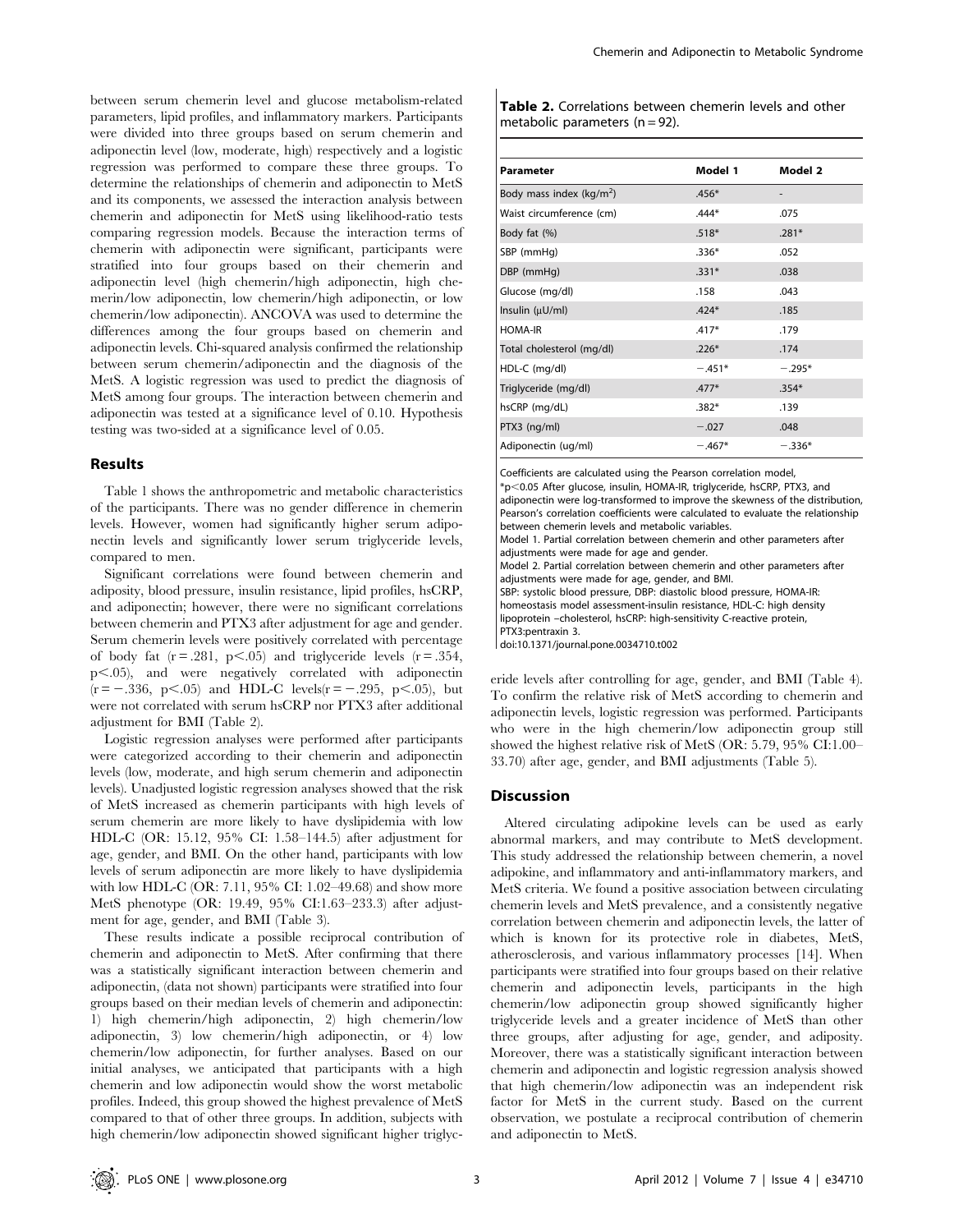between serum chemerin level and glucose metabolism-related parameters, lipid profiles, and inflammatory markers. Participants were divided into three groups based on serum chemerin and adiponectin level (low, moderate, high) respectively and a logistic regression was performed to compare these three groups. To determine the relationships of chemerin and adiponectin to MetS and its components, we assessed the interaction analysis between chemerin and adiponectin for MetS using likelihood-ratio tests comparing regression models. Because the interaction terms of chemerin with adiponectin were significant, participants were stratified into four groups based on their chemerin and adiponectin level (high chemerin/high adiponectin, high chemerin/low adiponectin, low chemerin/high adiponectin, or low chemerin/low adiponectin). ANCOVA was used to determine the differences among the four groups based on chemerin and adiponectin levels. Chi-squared analysis confirmed the relationship between serum chemerin/adiponectin and the diagnosis of the MetS. A logistic regression was used to predict the diagnosis of MetS among four groups. The interaction between chemerin and adiponectin was tested at a significance level of 0.10. Hypothesis testing was two-sided at a significance level of 0.05.

## Results

Table 1 shows the anthropometric and metabolic characteristics of the participants. There was no gender difference in chemerin levels. However, women had significantly higher serum adiponectin levels and significantly lower serum triglyceride levels, compared to men.

Significant correlations were found between chemerin and adiposity, blood pressure, insulin resistance, lipid profiles, hsCRP, and adiponectin; however, there were no significant correlations between chemerin and PTX3 after adjustment for age and gender. Serum chemerin levels were positively correlated with percentage of body fat ($r = .281$, $p < .05$) and triglyceride levels ($r = .354$, $p < .05$), and were negatively correlated with adiponectin ($r = -.336$, $p < .05$) and HDL-C levels($r = -.295$, $p < .05$), but were not correlated with serum hsCRP nor PTX3 after additional adjustment for BMI (Table 2).

Logistic regression analyses were performed after participants were categorized according to their chemerin and adiponectin levels (low, moderate, and high serum chemerin and adiponectin levels). Unadjusted logistic regression analyses showed that the risk of MetS increased as chemerin participants with high levels of serum chemerin are more likely to have dyslipidemia with low HDL-C (OR: 15.12, 95% CI: 1.58–144.5) after adjustment for age, gender, and BMI. On the other hand, participants with low levels of serum adiponectin are more likely to have dyslipidemia with low HDL-C (OR: 7.11, 95% CI: 1.02–49.68) and show more MetS phenotype (OR: 19.49, 95% CI:1.63–233.3) after adjustment for age, gender, and BMI (Table 3).

These results indicate a possible reciprocal contribution of chemerin and adiponectin to MetS. After confirming that there was a statistically significant interaction between chemerin and adiponectin, (data not shown) participants were stratified into four groups based on their median levels of chemerin and adiponectin: 1) high chemerin/high adiponectin, 2) high chemerin/low adiponectin, 3) low chemerin/high adiponectin, or 4) low chemerin/low adiponectin, for further analyses. Based on our initial analyses, we anticipated that participants with a high chemerin and low adiponectin would show the worst metabolic profiles. Indeed, this group showed the highest prevalence of MetS compared to that of other three groups. In addition, subjects with high chemerin/low adiponectin showed significant higher triglyceride levels after controlling for age, gender, and BMI (Table 4). To confirm the relative risk of MetS according to chemerin and adiponectin levels, logistic regression was performed. Participants who were in the high chemerin/low adiponectin group still showed the highest relative risk of MetS (OR: 5.79, 95% CI:1.00–33.70) after age, gender, and BMI adjustments (Table 5).

**Table 2.** Correlations between chemerin levels and other metabolic parameters (n = 92).

| Parameter | Model 1 | Model 2 |
|---|---|---|
| Body mass index (kg/m$^2$) | .456* | - |
| Waist circumference (cm) | .444* | .075 |
| Body fat (%) | .518* | .281* |
| SBP (mmHg) | .336* | .052 |
| DBP (mmHg) | .331* | .038 |
| Glucose (mg/dl) | .158 | .043 |
| Insulin (μU/ml) | .424* | .185 |
| HOMA-IR | .417* | .179 |
| Total cholesterol (mg/dl) | .226* | .174 |
| HDL-C (mg/dl) | −.451* | −.295* |
| Triglyceride (mg/dl) | .477* | .354* |
| hsCRP (mg/dL) | .382* | .139 |
| PTX3 (ng/ml) | −.027 | .048 |
| Adiponectin (ug/ml) | −.467* | −.336* |

Coefficients are calculated using the Pearson correlation model,
*p<0.05 After glucose, insulin, HOMA-IR, triglyceride, hsCRP, PTX3, and adiponectin were log-transformed to improve the skewness of the distribution, Pearson's correlation coefficients were calculated to evaluate the relationship between chemerin levels and metabolic variables.
Model 1. Partial correlation between chemerin and other parameters after adjustments were made for age and gender.
Model 2. Partial correlation between chemerin and other parameters after adjustments were made for age, gender, and BMI.
SBP: systolic blood pressure, DBP: diastolic blood pressure, HOMA-IR: homeostasis model assessment-insulin resistance, HDL-C: high density lipoprotein –cholesterol, hsCRP: high-sensitivity C-reactive protein, PTX3:pentraxin 3.
doi:10.1371/journal.pone.0034710.t002

## Discussion

Altered circulating adipokine levels can be used as early abnormal markers, and may contribute to MetS development. This study addressed the relationship between chemerin, a novel adipokine, and inflammatory and anti-inflammatory markers, and MetS criteria. We found a positive association between circulating chemerin levels and MetS prevalence, and a consistently negative correlation between chemerin and adiponectin levels, the latter of which is known for its protective role in diabetes, MetS, atherosclerosis, and various inflammatory processes [14]. When participants were stratified into four groups based on their relative chemerin and adiponectin levels, participants in the high chemerin/low adiponectin group showed significantly higher triglyceride levels and a greater incidence of MetS than other three groups, after adjusting for age, gender, and adiposity. Moreover, there was a statistically significant interaction between chemerin and adiponectin and logistic regression analysis showed that high chemerin/low adiponectin was an independent risk factor for MetS in the current study. Based on the current observation, we postulate a reciprocal contribution of chemerin and adiponectin to MetS.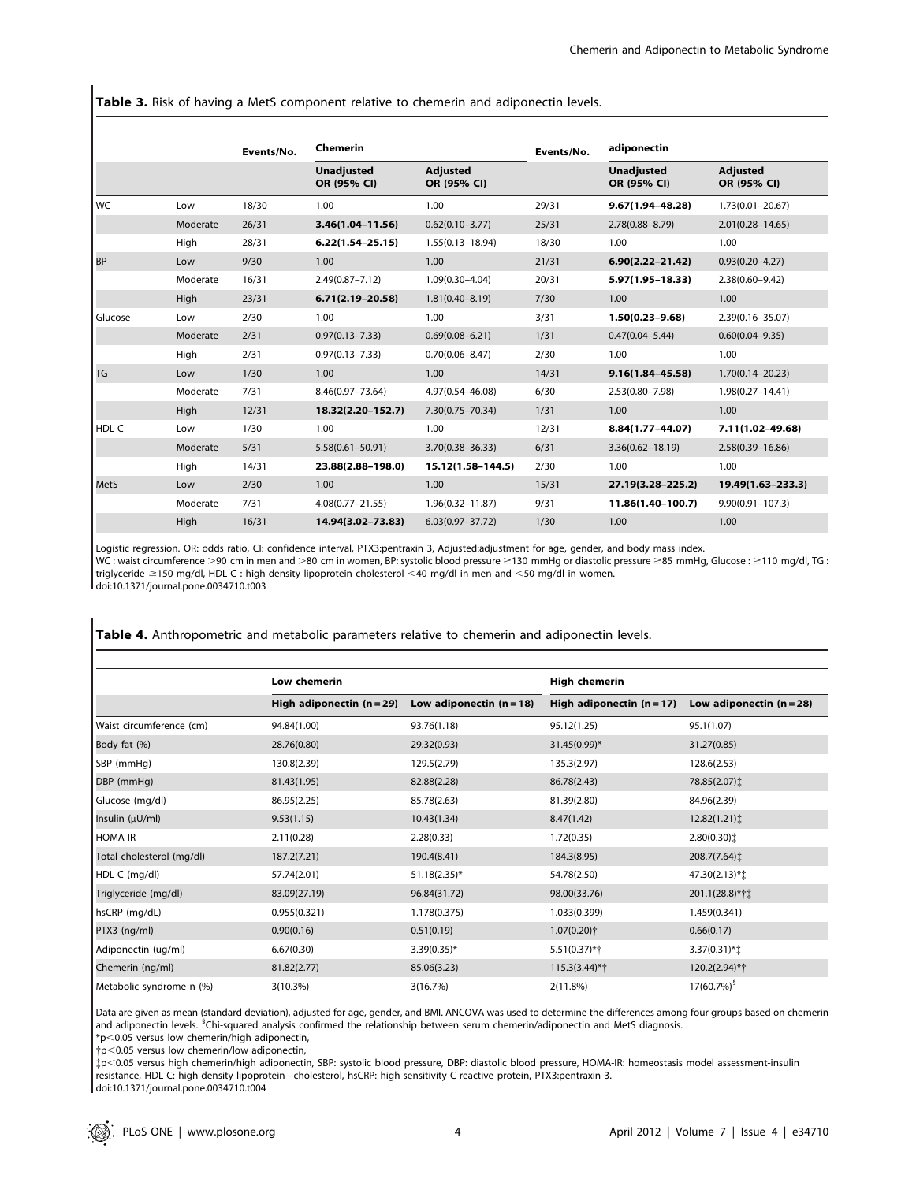**Table 3.** Risk of having a MetS component relative to chemerin and adiponectin levels.

| | | Events/No. | Chemerin | | Events/No. | adiponectin | |
|---|---|---|---|---|---|---|---|
| | | | Unadjusted OR (95% CI) | Adjusted OR (95% CI) | | Unadjusted OR (95% CI) | Adjusted OR (95% CI) |
| WC | Low | 18/30 | 1.00 | 1.00 | 29/31 | **9.67(1.94–48.28)** | 1.73(0.01–20.67) |
| | Moderate | 26/31 | **3.46(1.04–11.56)** | 0.62(0.10–3.77) | 25/31 | 2.78(0.88–8.79) | 2.01(0.28–14.65) |
| | High | 28/31 | **6.22(1.54–25.15)** | 1.55(0.13–18.94) | 18/30 | 1.00 | 1.00 |
| BP | Low | 9/30 | 1.00 | 1.00 | 21/31 | **6.90(2.22–21.42)** | 0.93(0.20–4.27) |
| | Moderate | 16/31 | 2.49(0.87–7.12) | 1.09(0.30–4.04) | 20/31 | **5.97(1.95–18.33)** | 2.38(0.60–9.42) |
| | High | 23/31 | **6.71(2.19–20.58)** | 1.81(0.40–8.19) | 7/30 | 1.00 | 1.00 |
| Glucose | Low | 2/30 | 1.00 | 1.00 | 3/31 | **1.50(0.23–9.68)** | 2.39(0.16–35.07) |
| | Moderate | 2/31 | 0.97(0.13–7.33) | 0.69(0.08–6.21) | 1/31 | 0.47(0.04–5.44) | 0.60(0.04–9.35) |
| | High | 2/31 | 0.97(0.13–7.33) | 0.70(0.06–8.47) | 2/30 | 1.00 | 1.00 |
| TG | Low | 1/30 | 1.00 | 1.00 | 14/31 | **9.16(1.84–45.58)** | 1.70(0.14–20.23) |
| | Moderate | 7/31 | 8.46(0.97–73.64) | 4.97(0.54–46.08) | 6/30 | 2.53(0.80–7.98) | 1.98(0.27–14.41) |
| | High | 12/31 | **18.32(2.20–152.7)** | 7.30(0.75–70.34) | 1/31 | 1.00 | 1.00 |
| HDL-C | Low | 1/30 | 1.00 | 1.00 | 12/31 | **8.84(1.77–44.07)** | **7.11(1.02–49.68)** |
| | Moderate | 5/31 | 5.58(0.61–50.91) | 3.70(0.38–36.33) | 6/31 | 3.36(0.62–18.19) | 2.58(0.39–16.86) |
| | High | 14/31 | **23.88(2.88–198.0)** | **15.12(1.58–144.5)** | 2/30 | 1.00 | 1.00 |
| MetS | Low | 2/30 | 1.00 | 1.00 | 15/31 | **27.19(3.28–225.2)** | **19.49(1.63–233.3)** |
| | Moderate | 7/31 | 4.08(0.77–21.55) | 1.96(0.32–11.87) | 9/31 | **11.86(1.40–100.7)** | 9.90(0.91–107.3) |
| | High | 16/31 | **14.94(3.02–73.83)** | 6.03(0.97–37.72) | 1/30 | 1.00 | 1.00 |

Logistic regression. OR: odds ratio, CI: confidence interval, PTX3:pentraxin 3, Adjusted:adjustment for age, gender, and body mass index.
WC : waist circumference >90 cm in men and >80 cm in women, BP: systolic blood pressure ≥130 mmHg or diastolic pressure ≥85 mmHg, Glucose : ≥110 mg/dl, TG : triglyceride ≥150 mg/dl, HDL-C : high-density lipoprotein cholesterol <40 mg/dl in men and <50 mg/dl in women.
doi:10.1371/journal.pone.0034710.t003

**Table 4.** Anthropometric and metabolic parameters relative to chemerin and adiponectin levels.

| | Low chemerin | | High chemerin | |
|---|---|---|---|---|
| | High adiponectin (n = 29) | Low adiponectin (n = 18) | High adiponectin (n = 17) | Low adiponectin (n = 28) |
| Waist circumference (cm) | 94.84(1.00) | 93.76(1.18) | 95.12(1.25) | 95.1(1.07) |
| Body fat (%) | 28.76(0.80) | 29.32(0.93) | 31.45(0.99)* | 31.27(0.85) |
| SBP (mmHg) | 130.8(2.39) | 129.5(2.79) | 135.3(2.97) | 128.6(2.53) |
| DBP (mmHg) | 81.43(1.95) | 82.88(2.28) | 86.78(2.43) | 78.85(2.07)‡ |
| Glucose (mg/dl) | 86.95(2.25) | 85.78(2.63) | 81.39(2.80) | 84.96(2.39) |
| Insulin (μU/ml) | 9.53(1.15) | 10.43(1.34) | 8.47(1.42) | 12.82(1.21)‡ |
| HOMA-IR | 2.11(0.28) | 2.28(0.33) | 1.72(0.35) | 2.80(0.30)‡ |
| Total cholesterol (mg/dl) | 187.2(7.21) | 190.4(8.41) | 184.3(8.95) | 208.7(7.64)‡ |
| HDL-C (mg/dl) | 57.74(2.01) | 51.18(2.35)* | 54.78(2.50) | 47.30(2.13)*‡ |
| Triglyceride (mg/dl) | 83.09(27.19) | 96.84(31.72) | 98.00(33.76) | 201.1(28.8)*†‡ |
| hsCRP (mg/dL) | 0.955(0.321) | 1.178(0.375) | 1.033(0.399) | 1.459(0.341) |
| PTX3 (ng/ml) | 0.90(0.16) | 0.51(0.19) | 1.07(0.20)† | 0.66(0.17) |
| Adiponectin (ug/ml) | 6.67(0.30) | 3.39(0.35)* | 5.51(0.37)*† | 3.37(0.31)*‡ |
| Chemerin (ng/ml) | 81.82(2.77) | 85.06(3.23) | 115.3(3.44)*† | 120.2(2.94)*† |
| Metabolic syndrome n (%) | 3(10.3%) | 3(16.7%) | 2(11.8%) | 17(60.7%)[§] |

Data are given as mean (standard deviation), adjusted for age, gender, and BMI. ANCOVA was used to determine the differences among four groups based on chemerin and adiponectin levels. [§]Chi-squared analysis confirmed the relationship between serum chemerin/adiponectin and MetS diagnosis.
*p<0.05 versus low chemerin/high adiponectin,
†p<0.05 versus low chemerin/low adiponectin,
‡p<0.05 versus high chemerin/high adiponectin, SBP: systolic blood pressure, DBP: diastolic blood pressure, HOMA-IR: homeostasis model assessment-insulin resistance, HDL-C: high-density lipoprotein –cholesterol, hsCRP: high-sensitivity C-reactive protein, PTX3:pentraxin 3.
doi:10.1371/journal.pone.0034710.t004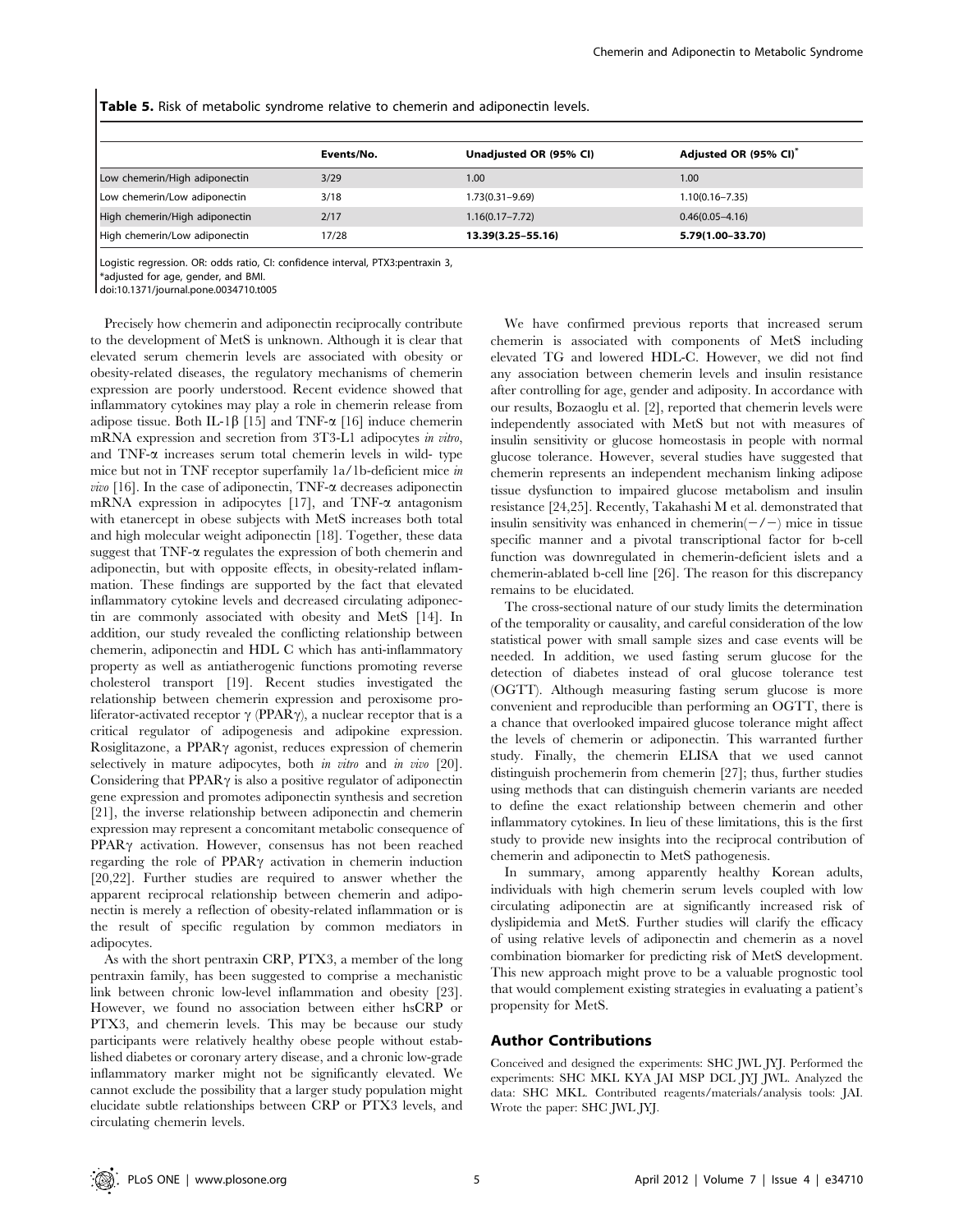**Table 5.** Risk of metabolic syndrome relative to chemerin and adiponectin levels.

| | Events/No. | Unadjusted OR (95% CI) | Adjusted OR (95% CI)* |
|---|---|---|---|
| Low chemerin/High adiponectin | 3/29 | 1.00 | 1.00 |
| Low chemerin/Low adiponectin | 3/18 | 1.73(0.31–9.69) | 1.10(0.16–7.35) |
| High chemerin/High adiponectin | 2/17 | 1.16(0.17–7.72) | 0.46(0.05–4.16) |
| High chemerin/Low adiponectin | 17/28 | **13.39(3.25–55.16)** | **5.79(1.00–33.70)** |

Logistic regression. OR: odds ratio, CI: confidence interval, PTX3:pentraxin 3,
*adjusted for age, gender, and BMI.
doi:10.1371/journal.pone.0034710.t005

Precisely how chemerin and adiponectin reciprocally contribute to the development of MetS is unknown. Although it is clear that elevated serum chemerin levels are associated with obesity or obesity-related diseases, the regulatory mechanisms of chemerin expression are poorly understood. Recent evidence showed that inflammatory cytokines may play a role in chemerin release from adipose tissue. Both IL-1β [15] and TNF-α [16] induce chemerin mRNA expression and secretion from 3T3-L1 adipocytes *in vitro*, and TNF-α increases serum total chemerin levels in wild- type mice but not in TNF receptor superfamily 1a/1b-deficient mice *in vivo* [16]. In the case of adiponectin, TNF-α decreases adiponectin mRNA expression in adipocytes [17], and TNF-α antagonism with etanercept in obese subjects with MetS increases both total and high molecular weight adiponectin [18]. Together, these data suggest that TNF-α regulates the expression of both chemerin and adiponectin, but with opposite effects, in obesity-related inflammation. These findings are supported by the fact that elevated inflammatory cytokine levels and decreased circulating adiponectin are commonly associated with obesity and MetS [14]. In addition, our study revealed the conflicting relationship between chemerin, adiponectin and HDL C which has anti-inflammatory property as well as antiatherogenic functions promoting reverse cholesterol transport [19]. Recent studies investigated the relationship between chemerin expression and peroxisome proliferator-activated receptor γ (PPARγ), a nuclear receptor that is a critical regulator of adipogenesis and adipokine expression. Rosiglitazone, a PPARγ agonist, reduces expression of chemerin selectively in mature adipocytes, both *in vitro* and *in vivo* [20]. Considering that PPARγ is also a positive regulator of adiponectin gene expression and promotes adiponectin synthesis and secretion [21], the inverse relationship between adiponectin and chemerin expression may represent a concomitant metabolic consequence of PPARγ activation. However, consensus has not been reached regarding the role of PPARγ activation in chemerin induction [20,22]. Further studies are required to answer whether the apparent reciprocal relationship between chemerin and adiponectin is merely a reflection of obesity-related inflammation or is the result of specific regulation by common mediators in adipocytes.

As with the short pentraxin CRP, PTX3, a member of the long pentraxin family, has been suggested to comprise a mechanistic link between chronic low-level inflammation and obesity [23]. However, we found no association between either hsCRP or PTX3, and chemerin levels. This may be because our study participants were relatively healthy obese people without established diabetes or coronary artery disease, and a chronic low-grade inflammatory marker might not be significantly elevated. We cannot exclude the possibility that a larger study population might elucidate subtle relationships between CRP or PTX3 levels, and circulating chemerin levels.

We have confirmed previous reports that increased serum chemerin is associated with components of MetS including elevated TG and lowered HDL-C. However, we did not find any association between chemerin levels and insulin resistance after controlling for age, gender and adiposity. In accordance with our results, Bozaoglu et al. [2], reported that chemerin levels were independently associated with MetS but not with measures of insulin sensitivity or glucose homeostasis in people with normal glucose tolerance. However, several studies have suggested that chemerin represents an independent mechanism linking adipose tissue dysfunction to impaired glucose metabolism and insulin resistance [24,25]. Recently, Takahashi M et al. demonstrated that insulin sensitivity was enhanced in chemerin(−/−) mice in tissue specific manner and a pivotal transcriptional factor for b-cell function was downregulated in chemerin-deficient islets and a chemerin-ablated b-cell line [26]. The reason for this discrepancy remains to be elucidated.

The cross-sectional nature of our study limits the determination of the temporality or causality, and careful consideration of the low statistical power with small sample sizes and case events will be needed. In addition, we used fasting serum glucose for the detection of diabetes instead of oral glucose tolerance test (OGTT). Although measuring fasting serum glucose is more convenient and reproducible than performing an OGTT, there is a chance that overlooked impaired glucose tolerance might affect the levels of chemerin or adiponectin. This warranted further study. Finally, the chemerin ELISA that we used cannot distinguish prochemerin from chemerin [27]; thus, further studies using methods that can distinguish chemerin variants are needed to define the exact relationship between chemerin and other inflammatory cytokines. In lieu of these limitations, this is the first study to provide new insights into the reciprocal contribution of chemerin and adiponectin to MetS pathogenesis.

In summary, among apparently healthy Korean adults, individuals with high chemerin serum levels coupled with low circulating adiponectin are at significantly increased risk of dyslipidemia and MetS. Further studies will clarify the efficacy of using relative levels of adiponectin and chemerin as a novel combination biomarker for predicting risk of MetS development. This new approach might prove to be a valuable prognostic tool that would complement existing strategies in evaluating a patient's propensity for MetS.

## Author Contributions

Conceived and designed the experiments: SHC JWL JYJ. Performed the experiments: SHC MKL KYA JAI MSP DCL JYJ JWL. Analyzed the data: SHC MKL. Contributed reagents/materials/analysis tools: JAI. Wrote the paper: SHC JWL JYJ.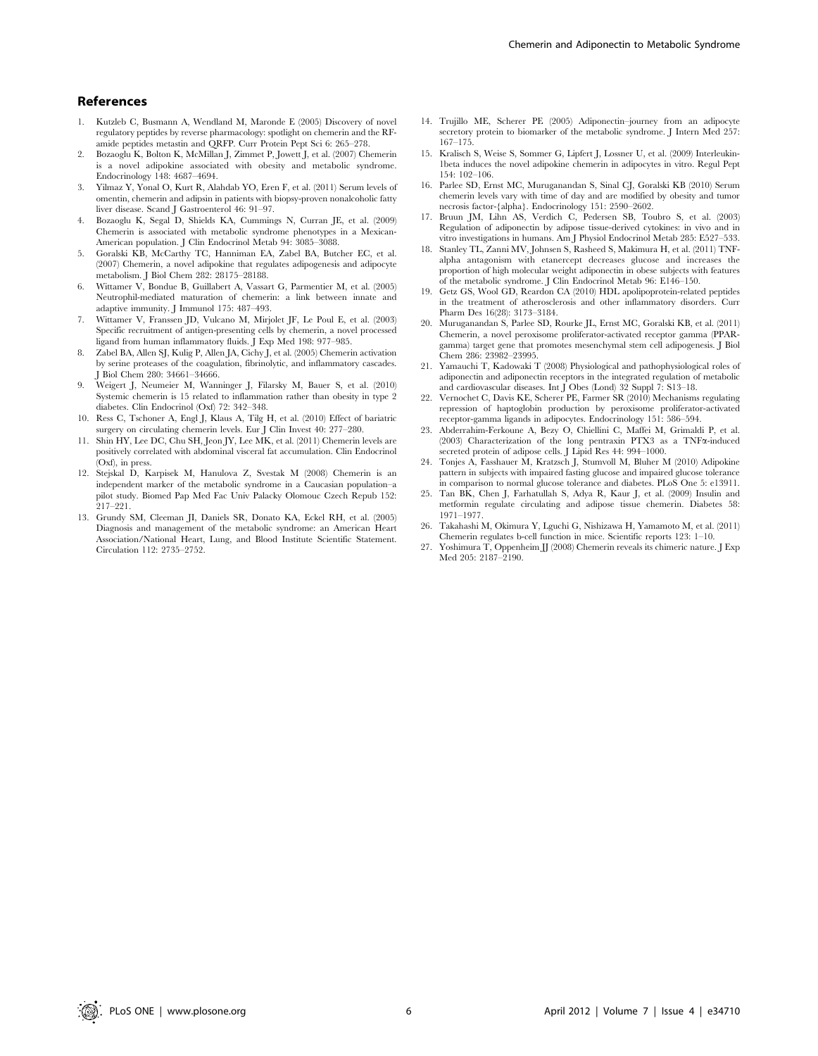## References

1. Kutzleb C, Busmann A, Wendland M, Maronde E (2005) Discovery of novel regulatory peptides by reverse pharmacology: spotlight on chemerin and the RF-amide peptides metastin and QRFP. Curr Protein Pept Sci 6: 265–278.
2. Bozaoglu K, Bolton K, McMillan J, Zimmet P, Jowett J, et al. (2007) Chemerin is a novel adipokine associated with obesity and metabolic syndrome. Endocrinology 148: 4687–4694.
3. Yilmaz Y, Yonal O, Kurt R, Alahdab YO, Eren F, et al. (2011) Serum levels of omentin, chemerin and adipsin in patients with biopsy-proven nonalcoholic fatty liver disease. Scand J Gastroenterol 46: 91–97.
4. Bozaoglu K, Segal D, Shields KA, Cummings N, Curran JE, et al. (2009) Chemerin is associated with metabolic syndrome phenotypes in a Mexican-American population. J Clin Endocrinol Metab 94: 3085–3088.
5. Goralski KB, McCarthy TC, Hanniman EA, Zabel BA, Butcher EC, et al. (2007) Chemerin, a novel adipokine that regulates adipogenesis and adipocyte metabolism. J Biol Chem 282: 28175–28188.
6. Wittamer V, Bondue B, Guillabert A, Vassart G, Parmentier M, et al. (2005) Neutrophil-mediated maturation of chemerin: a link between innate and adaptive immunity. J Immunol 175: 487–493.
7. Wittamer V, Franssen JD, Vulcano M, Mirjolet JF, Le Poul E, et al. (2003) Specific recruitment of antigen-presenting cells by chemerin, a novel processed ligand from human inflammatory fluids. J Exp Med 198: 977–985.
8. Zabel BA, Allen SJ, Kulig P, Allen JA, Cichy J, et al. (2005) Chemerin activation by serine proteases of the coagulation, fibrinolytic, and inflammatory cascades. J Biol Chem 280: 34661–34666.
9. Weigert J, Neumeier M, Wanninger J, Filarsky M, Bauer S, et al. (2010) Systemic chemerin is 15 related to inflammation rather than obesity in type 2 diabetes. Clin Endocrinol (Oxf) 72: 342–348.
10. Ress C, Tschoner A, Engl J, Klaus A, Tilg H, et al. (2010) Effect of bariatric surgery on circulating chemerin levels. Eur J Clin Invest 40: 277–280.
11. Shin HY, Lee DC, Chu SH, Jeon JY, Lee MK, et al. (2011) Chemerin levels are positively correlated with abdominal visceral fat accumulation. Clin Endocrinol (Oxf), in press.
12. Stejskal D, Karpisek M, Hanulova Z, Svestak M (2008) Chemerin is an independent marker of the metabolic syndrome in a Caucasian population–a pilot study. Biomed Pap Med Fac Univ Palacky Olomouc Czech Repub 152: 217–221.
13. Grundy SM, Cleeman JI, Daniels SR, Donato KA, Eckel RH, et al. (2005) Diagnosis and management of the metabolic syndrome: an American Heart Association/National Heart, Lung, and Blood Institute Scientific Statement. Circulation 112: 2735–2752.
14. Trujillo ME, Scherer PE (2005) Adiponectin–journey from an adipocyte secretory protein to biomarker of the metabolic syndrome. J Intern Med 257: 167–175.
15. Kralisch S, Weise S, Sommer G, Lipfert J, Lossner U, et al. (2009) Interleukin-1beta induces the novel adipokine chemerin in adipocytes in vitro. Regul Pept 154: 102–106.
16. Parlee SD, Ernst MC, Muruganandan S, Sinal CJ, Goralski KB (2010) Serum chemerin levels vary with time of day and are modified by obesity and tumor necrosis factor-{alpha}. Endocrinology 151: 2590–2602.
17. Bruun JM, Lihn AS, Verdich C, Pedersen SB, Toubro S, et al. (2003) Regulation of adiponectin by adipose tissue-derived cytokines: in vivo and in vitro investigations in humans. Am J Physiol Endocrinol Metab 285: E527–533.
18. Stanley TL, Zanni MV, Johnsen S, Rasheed S, Makimura H, et al. (2011) TNF-alpha antagonism with etanercept decreases glucose and increases the proportion of high molecular weight adiponectin in obese subjects with features of the metabolic syndrome. J Clin Endocrinol Metab 96: E146–150.
19. Getz GS, Wool GD, Reardon CA (2010) HDL apolipoprotein-related peptides in the treatment of atherosclerosis and other inflammatory disorders. Curr Pharm Des 16(28): 3173–3184.
20. Muruganandan S, Parlee SD, Rourke JL, Ernst MC, Goralski KB, et al. (2011) Chemerin, a novel peroxisome proliferator-activated receptor gamma (PPAR-gamma) target gene that promotes mesenchymal stem cell adipogenesis. J Biol Chem 286: 23982–23995.
21. Yamauchi T, Kadowaki T (2008) Physiological and pathophysiological roles of adiponectin and adiponectin receptors in the integrated regulation of metabolic and cardiovascular diseases. Int J Obes (Lond) 32 Suppl 7: S13–18.
22. Vernochet C, Davis KE, Scherer PE, Farmer SR (2010) Mechanisms regulating repression of haptoglobin production by peroxisome proliferator-activated receptor-gamma ligands in adipocytes. Endocrinology 151: 586–594.
23. Abderrahim-Ferkoune A, Bezy O, Chiellini C, Maffei M, Grimaldi P, et al. (2003) Characterization of the long pentraxin PTX3 as a TNFα-induced secreted protein of adipose cells. J Lipid Res 44: 994–1000.
24. Tonjes A, Fasshauer M, Kratzsch J, Stumvoll M, Bluher M (2010) Adipokine pattern in subjects with impaired fasting glucose and impaired glucose tolerance in comparison to normal glucose tolerance and diabetes. PLoS One 5: e13911.
25. Tan BK, Chen J, Farhatullah S, Adya R, Kaur J, et al. (2009) Insulin and metformin regulate circulating and adipose tissue chemerin. Diabetes 58: 1971–1977.
26. Takahashi M, Okimura Y, Lguchi G, Nishizawa H, Yamamoto M, et al. (2011) Chemerin regulates b-cell function in mice. Scientific reports 123: 1–10.
27. Yoshimura T, Oppenheim JJ (2008) Chemerin reveals its chimeric nature. J Exp Med 205: 2187–2190.